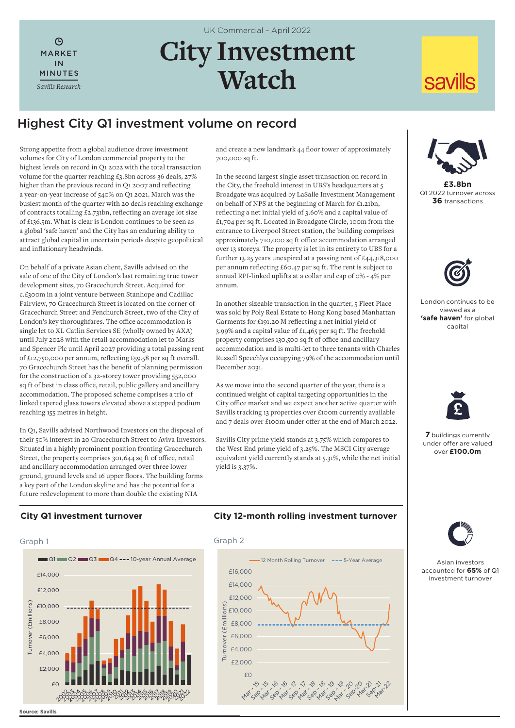UK Commercial – April 2022

MARKET IN MINUTES

*Savills Research*

# City Investment Watch

savills

## Highest City Q1 investment volume on record

Strong appetite from a global audience drove investment volumes for City of London commercial property to the highest levels on record in Q1 2022 with the total transaction volume for the quarter reaching £3.8bn across 36 deals, 27% higher than the previous record in Q1 2007 and reflecting a year-on-year increase of 540% on Q1 2021. March was the busiest month of the quarter with 20 deals reaching exchange of contracts totalling £2.731bn, reflecting an average lot size of £136.5m. What is clear is London continues to be seen as a global 'safe haven' and the City has an enduring ability to attract global capital in uncertain periods despite geopolitical and inflationary headwinds.

On behalf of a private Asian client, Savills advised on the sale of one of the City of London's last remaining true tower development sites, 70 Gracechurch Street. Acquired for c.£300m in a joint venture between Stanhope and Cadillac Fairview, 70 Gracechurch Street is located on the corner of Gracechurch Street and Fenchurch Street, two of the City of London's key thoroughfares. The office accommodation is single let to XL Catlin Services SE (wholly owned by AXA) until July 2028 with the retail accommodation let to Marks and Spencer Plc until April 2027 providing a total passing rent of £12,750,000 per annum, reflecting £59.58 per sq ft overall. 70 Gracechurch Street has the benefit of planning permission for the construction of a 32-storey tower providing 552,000 sq ft of best in class office, retail, public gallery and ancillary accommodation. The proposed scheme comprises a trio of linked tapered glass towers elevated above a stepped podium reaching 155 metres in height.

In Q1, Savills advised Northwood Investors on the disposal of their 50% interest in 20 Gracechurch Street to Aviva Investors. Situated in a highly prominent position fronting Gracechurch Street, the property comprises 301,644 sq ft of office, retail and ancillary accommodation arranged over three lower ground, ground levels and 16 upper floors. The building forms a key part of the London skyline and has the potential for a future redevelopment to more than double the existing NIA and create a new landmark 44 floor tower of approximately 700,000 sq ft.

In the second largest single asset transaction on record in the City, the freehold interest in UBS's headquarters at 5 Broadgate was acquired by LaSalle Investment Management on behalf of NPS at the beginning of March for £1.21bn, reflecting a net initial yield of 3.60% and a capital value of £1,704 per sq ft. Located in Broadgate Circle, 100m from the entrance to Liverpool Street station, the building comprises approximately 710,000 sq ft office accommodation arranged over 13 storeys. The property is let in its entirety to UBS for a further 13.25 years unexpired at a passing rent of £44,318,000 per annum reflecting £60.47 per sq ft. The rent is subject to annual RPI-linked uplifts at a collar and cap of 0% - 4% per annum.

In another sizeable transaction in the quarter, 5 Fleet Place was sold by Poly Real Estate to Hong Kong based Manhattan Garments for £191.20 M reflecting a net initial yield of 3.99% and a capital value of £1,465 per sq ft. The freehold property comprises 130,500 sq ft of office and ancillary accommodation and is multi-let to three tenants with Charles Russell Speechlys occupying 79% of the accommodation until December 2031.

As we move into the second quarter of the year, there is a continued weight of capital targeting opportunities in the City office market and we expect another active quarter with Savills tracking 13 properties over £100m currently available and 7 deals over £100m under offer at the end of March 2022.

Savills City prime yield stands at 3.75% which compares to the West End prime yield of 3.25%. The MSCI City average equivalent yield currently stands at 5.31%, while the net initial yield is 3.37%.

**£3.8bn**
Q1 2022 turnover across **36** transactions

London continues to be viewed as a **'safe haven'** for global capital

**7** buildings currently under offer are valued over **£100.0m**

Asian investors accounted for **65%** of Q1 investment turnover

### City Q1 investment turnover

Graph 1

### City 12-month rolling investment turnover

Graph 2

Source: Savills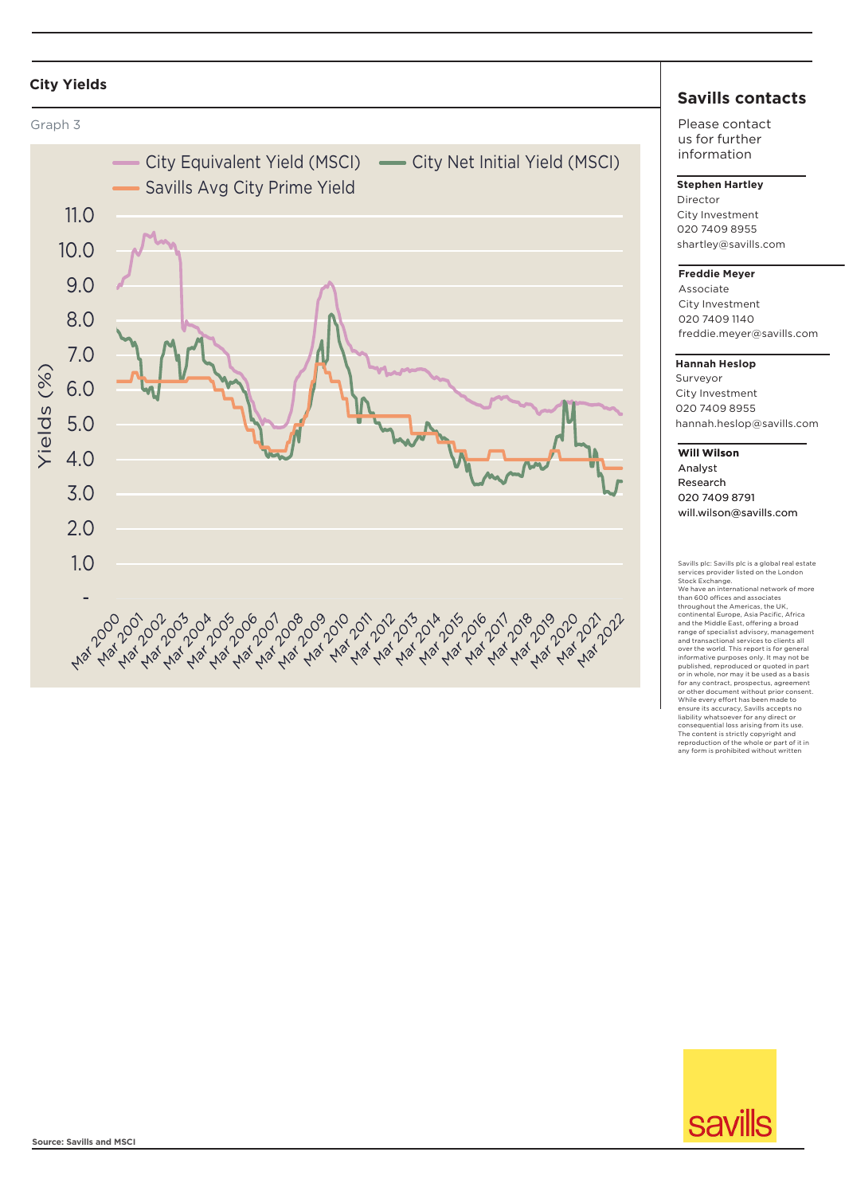## City Yields

Graph 3

City Equivalent Yield (MSCI)
City Net Initial Yield (MSCI)
Savills Avg City Prime Yield

Yields (%)

11.0
10.0
9.0
8.0
7.0
6.0
5.0
4.0
3.0
2.0
1.0
-

Mar 2000
Mar 2001
Mar 2002
Mar 2003
Mar 2004
Mar 2005
Mar 2006
Mar 2007
Mar 2008
Mar 2009
Mar 2010
Mar 2011
Mar 2012
Mar 2013
Mar 2014
Mar 2015
Mar 2016
Mar 2017
Mar 2018
Mar 2019
Mar 2020
Mar 2021
Mar 2022

Source: Savills and MSCI

## Savills contacts

Please contact us for further information

**Stephen Hartley**
Director
City Investment
020 7409 8955
shartley@savills.com

**Freddie Meyer**
Associate
City Investment
020 7409 1140
freddie.meyer@savills.com

**Hannah Heslop**
Surveyor
City Investment
020 7409 8955
hannah.heslop@savills.com

**Will Wilson**
Analyst
Research
020 7409 8791
will.wilson@savills.com

Savills plc: Savills plc is a global real estate services provider listed on the London Stock Exchange. We have an international network of more than 600 offices and associates throughout the Americas, the UK, continental Europe, Asia Pacific, Africa and the Middle East, offering a broad range of specialist advisory, management and transactional services to clients all over the world. This report is for general informative purposes only. It may not be published, reproduced or quoted in part or in whole, nor may it be used as a basis for any contract, prospectus, agreement or other document without prior consent. While every effort has been made to ensure its accuracy, Savills accepts no liability whatsoever for any direct or consequential loss arising from its use. The content is strictly copyright and reproduction of the whole or part of it in any form is prohibited without written